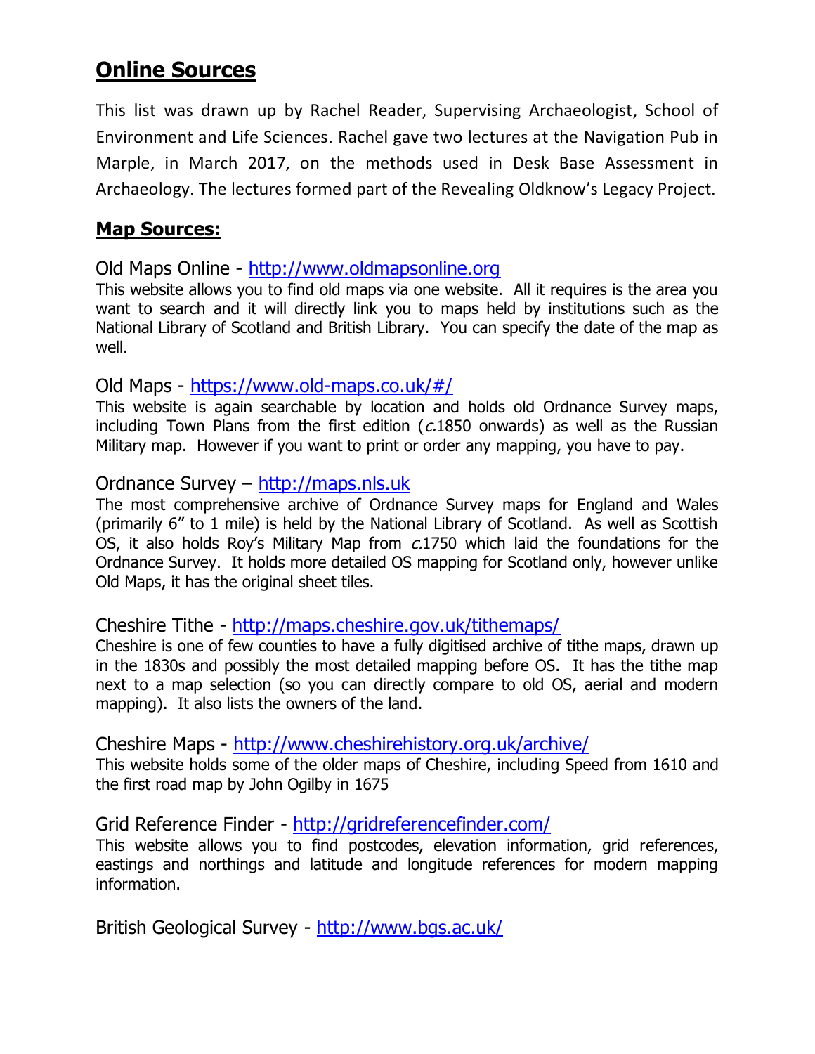# Online Sources

This list was drawn up by Rachel Reader, Supervising Archaeologist, School of Environment and Life Sciences. Rachel gave two lectures at the Navigation Pub in Marple, in March 2017, on the methods used in Desk Base Assessment in Archaeology. The lectures formed part of the Revealing Oldknow's Legacy Project.

## Map Sources:

Old Maps Online - http://www.oldmapsonline.org
This website allows you to find old maps via one website. All it requires is the area you want to search and it will directly link you to maps held by institutions such as the National Library of Scotland and British Library. You can specify the date of the map as well.

Old Maps - https://www.old-maps.co.uk/#/
This website is again searchable by location and holds old Ordnance Survey maps, including Town Plans from the first edition (*c.*1850 onwards) as well as the Russian Military map. However if you want to print or order any mapping, you have to pay.

Ordnance Survey – http://maps.nls.uk
The most comprehensive archive of Ordnance Survey maps for England and Wales (primarily 6" to 1 mile) is held by the National Library of Scotland. As well as Scottish OS, it also holds Roy's Military Map from *c.*1750 which laid the foundations for the Ordnance Survey. It holds more detailed OS mapping for Scotland only, however unlike Old Maps, it has the original sheet tiles.

Cheshire Tithe - http://maps.cheshire.gov.uk/tithemaps/
Cheshire is one of few counties to have a fully digitised archive of tithe maps, drawn up in the 1830s and possibly the most detailed mapping before OS. It has the tithe map next to a map selection (so you can directly compare to old OS, aerial and modern mapping). It also lists the owners of the land.

Cheshire Maps - http://www.cheshirehistory.org.uk/archive/
This website holds some of the older maps of Cheshire, including Speed from 1610 and the first road map by John Ogilby in 1675

Grid Reference Finder - http://gridreferencefinder.com/
This website allows you to find postcodes, elevation information, grid references, eastings and northings and latitude and longitude references for modern mapping information.

British Geological Survey - http://www.bgs.ac.uk/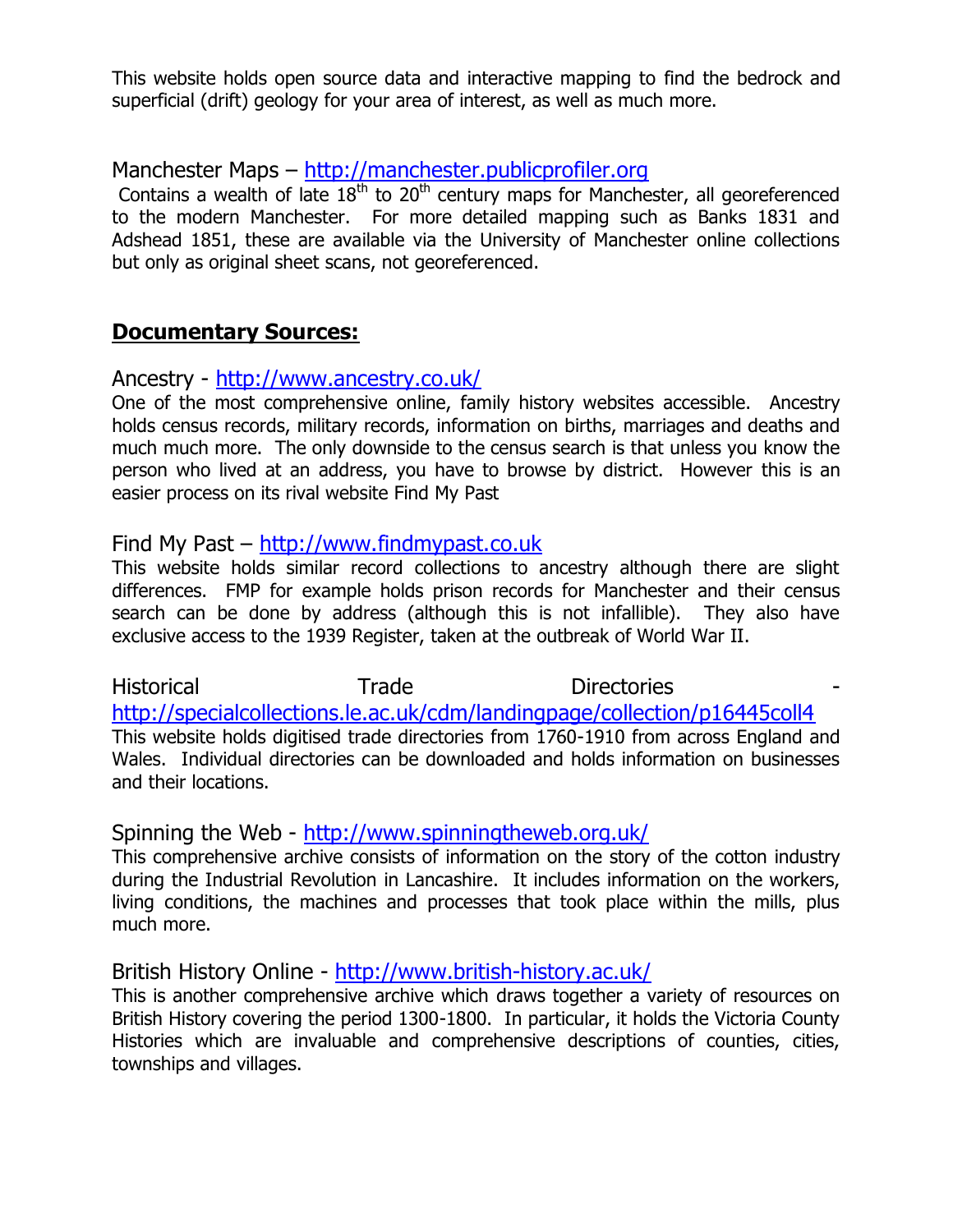This website holds open source data and interactive mapping to find the bedrock and superficial (drift) geology for your area of interest, as well as much more.

Manchester Maps – http://manchester.publicprofiler.org

Contains a wealth of late 18th to 20th century maps for Manchester, all georeferenced to the modern Manchester. For more detailed mapping such as Banks 1831 and Adshead 1851, these are available via the University of Manchester online collections but only as original sheet scans, not georeferenced.

## Documentary Sources:

Ancestry - http://www.ancestry.co.uk/

One of the most comprehensive online, family history websites accessible. Ancestry holds census records, military records, information on births, marriages and deaths and much much more. The only downside to the census search is that unless you know the person who lived at an address, you have to browse by district. However this is an easier process on its rival website Find My Past

Find My Past – http://www.findmypast.co.uk

This website holds similar record collections to ancestry although there are slight differences. FMP for example holds prison records for Manchester and their census search can be done by address (although this is not infallible). They also have exclusive access to the 1939 Register, taken at the outbreak of World War II.

Historical Trade Directories - http://specialcollections.le.ac.uk/cdm/landingpage/collection/p16445coll4

This website holds digitised trade directories from 1760-1910 from across England and Wales. Individual directories can be downloaded and holds information on businesses and their locations.

Spinning the Web - http://www.spinningtheweb.org.uk/

This comprehensive archive consists of information on the story of the cotton industry during the Industrial Revolution in Lancashire. It includes information on the workers, living conditions, the machines and processes that took place within the mills, plus much more.

British History Online - http://www.british-history.ac.uk/

This is another comprehensive archive which draws together a variety of resources on British History covering the period 1300-1800. In particular, it holds the Victoria County Histories which are invaluable and comprehensive descriptions of counties, cities, townships and villages.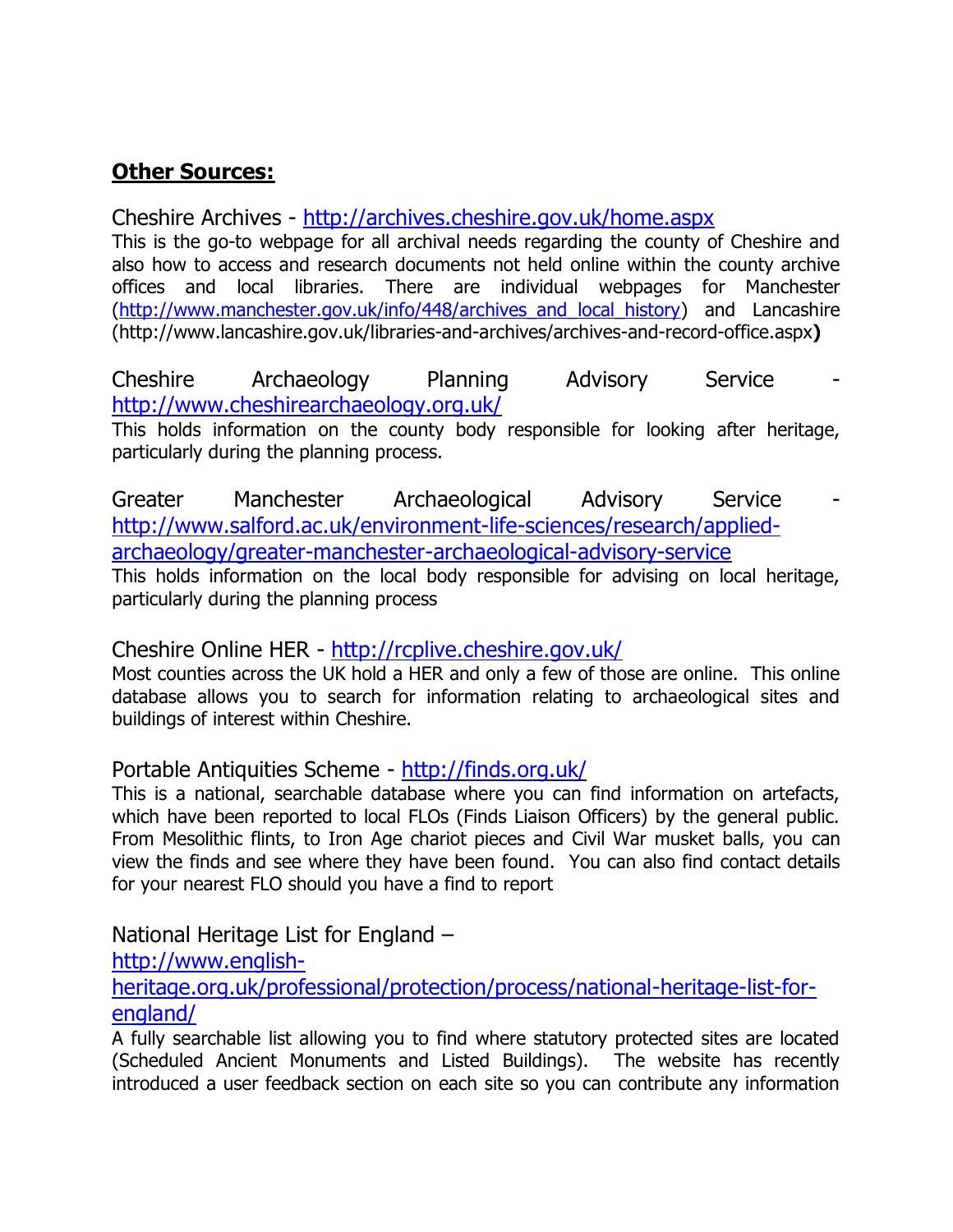## **Other Sources:**

Cheshire Archives - http://archives.cheshire.gov.uk/home.aspx

This is the go-to webpage for all archival needs regarding the county of Cheshire and also how to access and research documents not held online within the county archive offices and local libraries. There are individual webpages for Manchester (http://www.manchester.gov.uk/info/448/archives_and_local_history) and Lancashire (http://www.lancashire.gov.uk/libraries-and-archives/archives-and-record-office.aspx**)**

Cheshire Archaeology Planning Advisory Service - http://www.cheshirearchaeology.org.uk/

This holds information on the county body responsible for looking after heritage, particularly during the planning process.

Greater Manchester Archaeological Advisory Service - http://www.salford.ac.uk/environment-life-sciences/research/applied-archaeology/greater-manchester-archaeological-advisory-service

This holds information on the local body responsible for advising on local heritage, particularly during the planning process

Cheshire Online HER - http://rcplive.cheshire.gov.uk/

Most counties across the UK hold a HER and only a few of those are online. This online database allows you to search for information relating to archaeological sites and buildings of interest within Cheshire.

Portable Antiquities Scheme - http://finds.org.uk/

This is a national, searchable database where you can find information on artefacts, which have been reported to local FLOs (Finds Liaison Officers) by the general public. From Mesolithic flints, to Iron Age chariot pieces and Civil War musket balls, you can view the finds and see where they have been found. You can also find contact details for your nearest FLO should you have a find to report

National Heritage List for England – http://www.english-heritage.org.uk/professional/protection/process/national-heritage-list-for-england/

A fully searchable list allowing you to find where statutory protected sites are located (Scheduled Ancient Monuments and Listed Buildings). The website has recently introduced a user feedback section on each site so you can contribute any information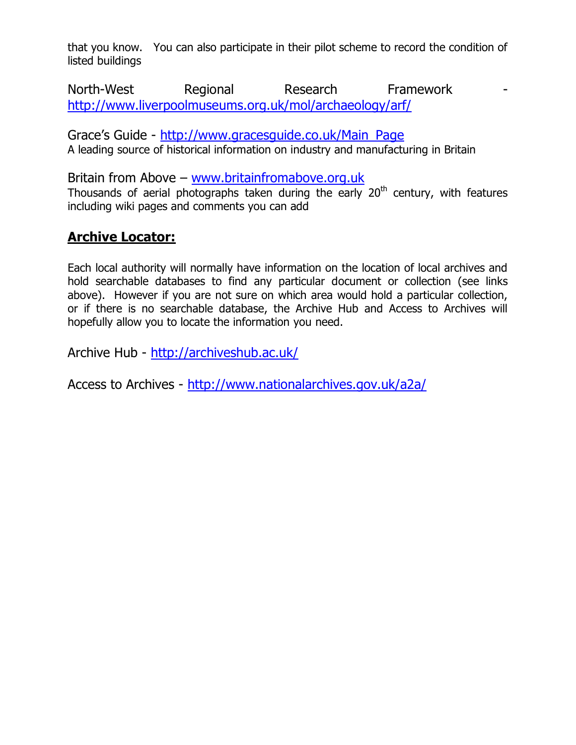that you know. You can also participate in their pilot scheme to record the condition of listed buildings

North-West Regional Research Framework - http://www.liverpoolmuseums.org.uk/mol/archaeology/arf/

Grace's Guide - http://www.gracesguide.co.uk/Main_Page
A leading source of historical information on industry and manufacturing in Britain

Britain from Above – www.britainfromabove.org.uk
Thousands of aerial photographs taken during the early 20th century, with features including wiki pages and comments you can add

## **Archive Locator:**

Each local authority will normally have information on the location of local archives and hold searchable databases to find any particular document or collection (see links above). However if you are not sure on which area would hold a particular collection, or if there is no searchable database, the Archive Hub and Access to Archives will hopefully allow you to locate the information you need.

Archive Hub - http://archiveshub.ac.uk/

Access to Archives - http://www.nationalarchives.gov.uk/a2a/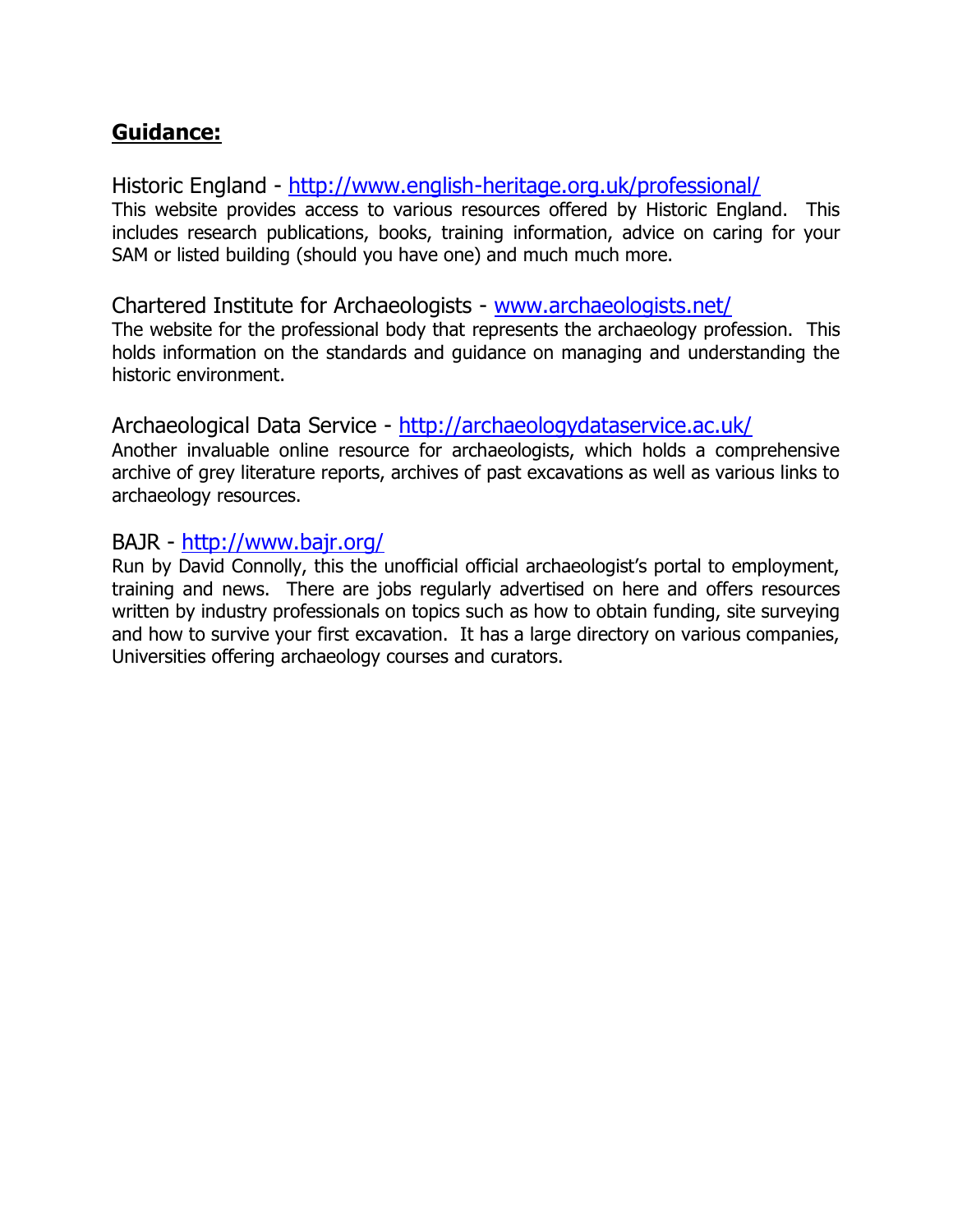## Guidance:

Historic England - http://www.english-heritage.org.uk/professional/

This website provides access to various resources offered by Historic England. This includes research publications, books, training information, advice on caring for your SAM or listed building (should you have one) and much much more.

Chartered Institute for Archaeologists - www.archaeologists.net/

The website for the professional body that represents the archaeology profession. This holds information on the standards and guidance on managing and understanding the historic environment.

Archaeological Data Service - http://archaeologydataservice.ac.uk/

Another invaluable online resource for archaeologists, which holds a comprehensive archive of grey literature reports, archives of past excavations as well as various links to archaeology resources.

BAJR - http://www.bajr.org/

Run by David Connolly, this the unofficial official archaeologist's portal to employment, training and news. There are jobs regularly advertised on here and offers resources written by industry professionals on topics such as how to obtain funding, site surveying and how to survive your first excavation. It has a large directory on various companies, Universities offering archaeology courses and curators.